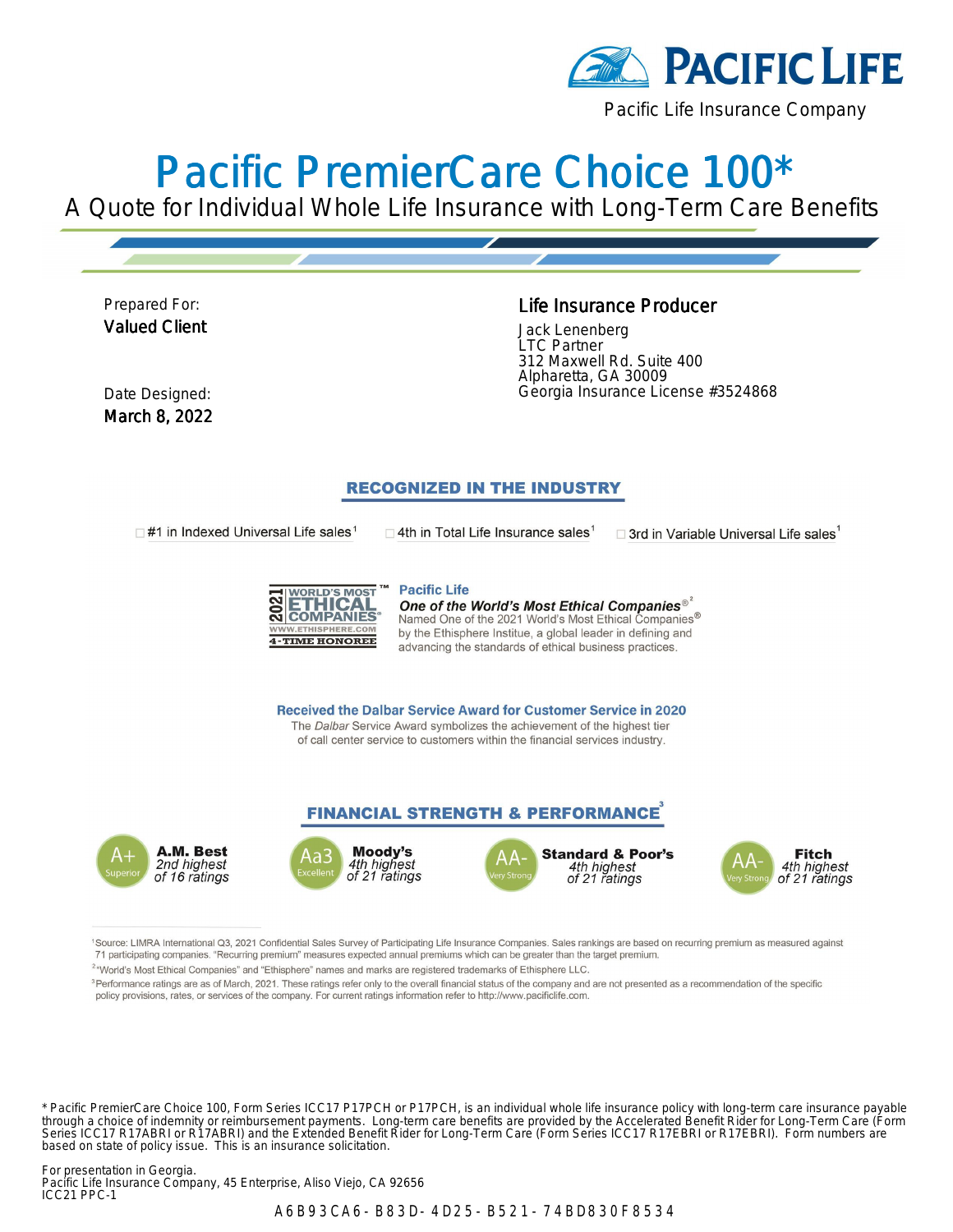PACIFIC LIFE

Pacific Life Insurance Company

# Pacific PremierCare Choice 100*

## A Quote for Individual Whole Life Insurance with Long-Term Care Benefits

Prepared For:
**Valued Client**

Date Designed:
**March 8, 2022**

**Life Insurance Producer**

Jack Lenenberg
LTC Partner
312 Maxwell Rd. Suite 400
Alpharetta, GA 30009
Georgia Insurance License #3524868

## RECOGNIZED IN THE INDUSTRY

- #1 in Indexed Universal Life sales[1]
- 4th in Total Life Insurance sales[1]
- 3rd in Variable Universal Life sales[1]

2021 WORLD'S MOST ETHICAL COMPANIES® WWW.ETHISPHERE.COM 4-TIME HONOREE

**Pacific Life**
***One of the World's Most Ethical Companies***®[2]
Named One of the 2021 World's Most Ethical Companies® by the Ethisphere Institue, a global leader in defining and advancing the standards of ethical business practices.

**Received the Dalbar Service Award for Customer Service in 2020**
The *Dalbar* Service Award symbolizes the achievement of the highest tier of call center service to customers within the financial services industry.

## FINANCIAL STRENGTH & PERFORMANCE[3]

| Rating | Agency |
|---|---|
| A+ Superior | **A.M. Best** *2nd highest of 16 ratings* |
| Aa3 Excellent | **Moody's** *4th highest of 21 ratings* |
| AA- Very Strong | **Standard & Poor's** *4th highest of 21 ratings* |
| AA- Very Strong | **Fitch** *4th highest of 21 ratings* |

[1]Source: LIMRA International Q3, 2021 Confidential Sales Survey of Participating Life Insurance Companies. Sales rankings are based on recurring premium as measured against 71 participating companies. "Recurring premium" measures expected annual premiums which can be greater than the target premium.

[2]"World's Most Ethical Companies" and "Ethisphere" names and marks are registered trademarks of Ethisphere LLC.

[3]Performance ratings are as of March, 2021. These ratings refer only to the overall financial status of the company and are not presented as a recommendation of the specific policy provisions, rates, or services of the company. For current ratings information refer to http://www.pacificlife.com.

* Pacific PremierCare Choice 100, Form Series ICC17 P17PCH or P17PCH, is an individual whole life insurance policy with long-term care insurance payable through a choice of indemnity or reimbursement payments. Long-term care benefits are provided by the Accelerated Benefit Rider for Long-Term Care (Form Series ICC17 R17ABRI or R17ABRI) and the Extended Benefit Rider for Long-Term Care (Form Series ICC17 R17EBRI or R17EBRI). Form numbers are based on state of policy issue. This is an insurance solicitation.

For presentation in Georgia.
Pacific Life Insurance Company, 45 Enterprise, Aliso Viejo, CA 92656
ICC21 PPC-1

A6B93CA6-B83D-4D25-B521-74BD830F8534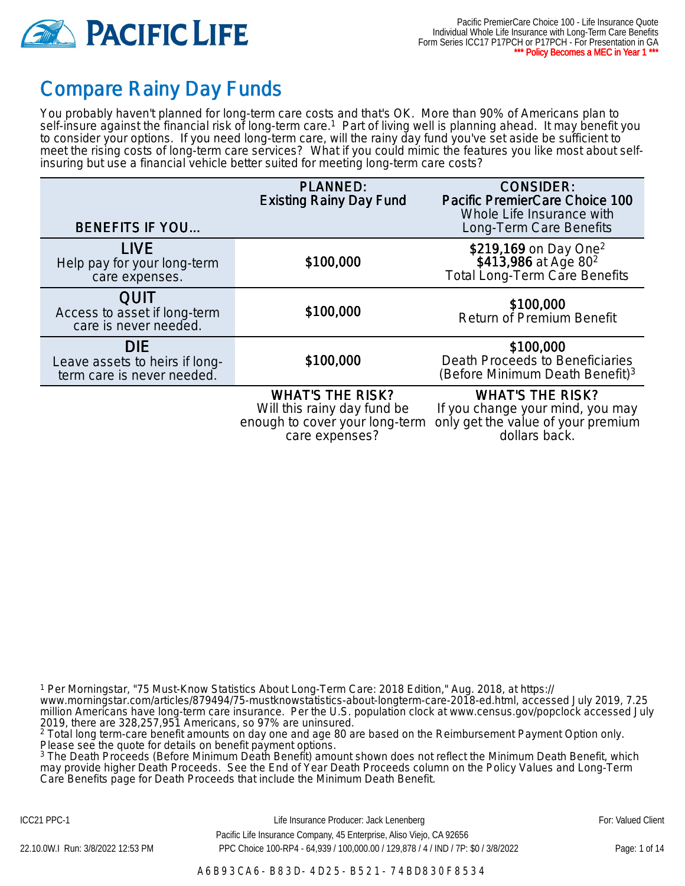# Compare Rainy Day Funds

You probably haven't planned for long-term care costs and that's OK. More than 90% of Americans plan to self-insure against the financial risk of long-term care.[1] Part of living well is planning ahead. It may benefit you to consider your options. If you need long-term care, will the rainy day fund you've set aside be sufficient to meet the rising costs of long-term care services? What if you could mimic the features you like most about self-insuring but use a financial vehicle better suited for meeting long-term care costs?

| BENEFITS IF YOU... | PLANNED: Existing Rainy Day Fund | CONSIDER: Pacific PremierCare Choice 100 Whole Life Insurance with Long-Term Care Benefits |
|---|---|---|
| **LIVE** Help pay for your long-term care expenses. | $100,000 | **$219,169** on Day One[2] **$413,986** at Age 80[2] Total Long-Term Care Benefits |
| **QUIT** Access to asset if long-term care is never needed. | $100,000 | $100,000 Return of Premium Benefit |
| **DIE** Leave assets to heirs if long-term care is never needed. | $100,000 | $100,000 Death Proceeds to Beneficiaries (Before Minimum Death Benefit)[3] |
| | **WHAT'S THE RISK?** Will this rainy day fund be enough to cover your long-term care expenses? | **WHAT'S THE RISK?** If you change your mind, you may only get the value of your premium dollars back. |

[1] Per Morningstar, "75 Must-Know Statistics About Long-Term Care: 2018 Edition," Aug. 2018, at https://www.morningstar.com/articles/879494/75-mustknowstatistics-about-longterm-care-2018-ed.html, accessed July 2019, 7.25 million Americans have long-term care insurance. Per the U.S. population clock at www.census.gov/popclock accessed July 2019, there are 328,257,951 Americans, so 97% are uninsured.
[2] Total long term-care benefit amounts on day one and age 80 are based on the Reimbursement Payment Option only. Please see the quote for details on benefit payment options.
[3] The Death Proceeds (Before Minimum Death Benefit) amount shown does not reflect the Minimum Death Benefit, which may provide higher Death Proceeds. See the End of Year Death Proceeds column on the Policy Values and Long-Term Care Benefits page for Death Proceeds that include the Minimum Death Benefit.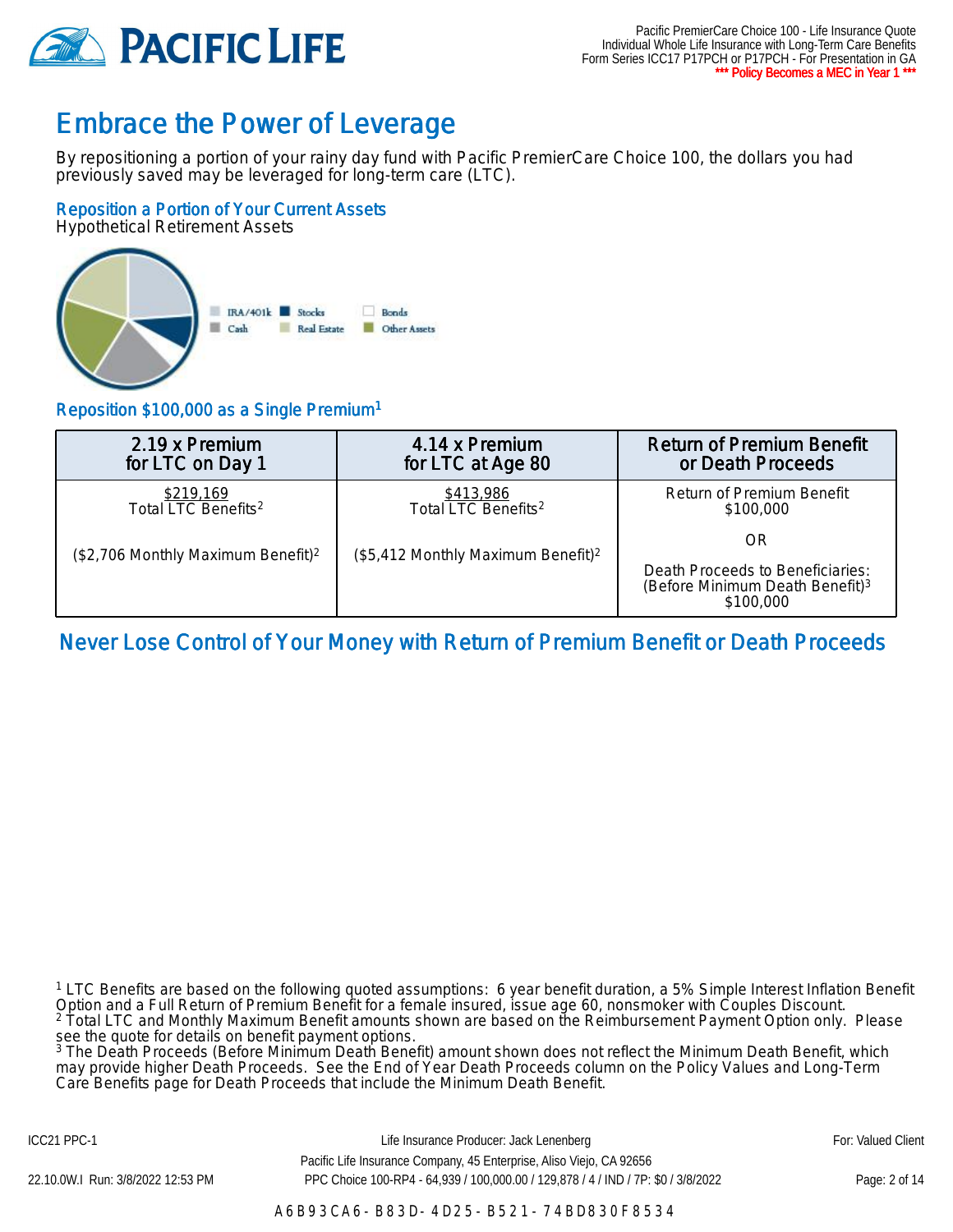# Embrace the Power of Leverage

By repositioning a portion of your rainy day fund with Pacific PremierCare Choice 100, the dollars you had previously saved may be leveraged for long-term care (LTC).

## Reposition a Portion of Your Current Assets

Hypothetical Retirement Assets

IRA/401k | Stocks | Bonds | Cash | Real Estate | Other Assets

## Reposition $100,000 as a Single Premium[1]

| 2.19 x Premium for LTC on Day 1 | 4.14 x Premium for LTC at Age 80 | Return of Premium Benefit or Death Proceeds |
|---|---|---|
| $219,169 Total LTC Benefits[2] ($2,706 Monthly Maximum Benefit)[2] | $413,986 Total LTC Benefits[2] ($5,412 Monthly Maximum Benefit)[2] | Return of Premium Benefit $100,000 OR Death Proceeds to Beneficiaries: (Before Minimum Death Benefit)[3] $100,000 |

## Never Lose Control of Your Money with Return of Premium Benefit or Death Proceeds

[1] LTC Benefits are based on the following quoted assumptions: 6 year benefit duration, a 5% Simple Interest Inflation Benefit Option and a Full Return of Premium Benefit for a female insured, issue age 60, nonsmoker with Couples Discount.
[2] Total LTC and Monthly Maximum Benefit amounts shown are based on the Reimbursement Payment Option only. Please see the quote for details on benefit payment options.
[3] The Death Proceeds (Before Minimum Death Benefit) amount shown does not reflect the Minimum Death Benefit, which may provide higher Death Proceeds. See the End of Year Death Proceeds column on the Policy Values and Long-Term Care Benefits page for Death Proceeds that include the Minimum Death Benefit.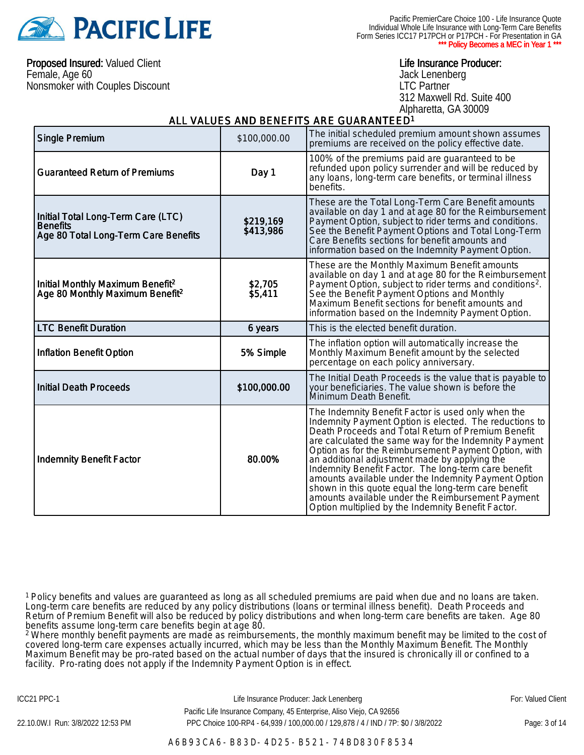Pacific PremierCare Choice 100 - Life Insurance Quote
Individual Whole Life Insurance with Long-Term Care Benefits
Form Series ICC17 P17PCH or P17PCH - For Presentation in GA
**\*\*\* Policy Becomes a MEC in Year 1 \*\*\***

**Proposed Insured:** Valued Client
Female, Age 60
Nonsmoker with Couples Discount

**Life Insurance Producer:**
Jack Lenenberg
LTC Partner
312 Maxwell Rd. Suite 400
Alpharetta, GA 30009

## ALL VALUES AND BENEFITS ARE GUARANTEED[1]

| | | |
|---|---|---|
| Single Premium | $100,000.00 | The initial scheduled premium amount shown assumes premiums are received on the policy effective date. |
| Guaranteed Return of Premiums | Day 1 | 100% of the premiums paid are guaranteed to be refunded upon policy surrender and will be reduced by any loans, long-term care benefits, or terminal illness benefits. |
| Initial Total Long-Term Care (LTC) Benefits<br>Age 80 Total Long-Term Care Benefits | $219,169<br>$413,986 | These are the Total Long-Term Care Benefit amounts available on day 1 and at age 80 for the Reimbursement Payment Option, subject to rider terms and conditions. See the Benefit Payment Options and Total Long-Term Care Benefits sections for benefit amounts and information based on the Indemnity Payment Option. |
| Initial Monthly Maximum Benefit[2]<br>Age 80 Monthly Maximum Benefit[2] | $2,705<br>$5,411 | These are the Monthly Maximum Benefit amounts available on day 1 and at age 80 for the Reimbursement Payment Option, subject to rider terms and conditions[2]. See the Benefit Payment Options and Monthly Maximum Benefit sections for benefit amounts and information based on the Indemnity Payment Option. |
| LTC Benefit Duration | 6 years | This is the elected benefit duration. |
| Inflation Benefit Option | 5% Simple | The inflation option will automatically increase the Monthly Maximum Benefit amount by the selected percentage on each policy anniversary. |
| Initial Death Proceeds | $100,000.00 | The Initial Death Proceeds is the value that is payable to your beneficiaries. The value shown is before the Minimum Death Benefit. |
| Indemnity Benefit Factor | 80.00% | The Indemnity Benefit Factor is used only when the Indemnity Payment Option is elected. The reductions to Death Proceeds and Total Return of Premium Benefit are calculated the same way for the Indemnity Payment Option as for the Reimbursement Payment Option, with an additional adjustment made by applying the Indemnity Benefit Factor. The long-term care benefit amounts available under the Indemnity Payment Option shown in this quote equal the long-term care benefit amounts available under the Reimbursement Payment Option multiplied by the Indemnity Benefit Factor. |

[1] Policy benefits and values are guaranteed as long as all scheduled premiums are paid when due and no loans are taken. Long-term care benefits are reduced by any policy distributions (loans or terminal illness benefit). Death Proceeds and Return of Premium Benefit will also be reduced by policy distributions and when long-term care benefits are taken. Age 80 benefits assume long-term care benefits begin at age 80.

[2] Where monthly benefit payments are made as reimbursements, the monthly maximum benefit may be limited to the cost of covered long-term care expenses actually incurred, which may be less than the Monthly Maximum Benefit. The Monthly Maximum Benefit may be pro-rated based on the actual number of days that the insured is chronically ill or confined to a facility. Pro-rating does not apply if the Indemnity Payment Option is in effect.

ICC21 PPC-1 — Life Insurance Producer: Jack Lenenberg — For: Valued Client

Pacific Life Insurance Company, 45 Enterprise, Aliso Viejo, CA 92656

22.10.0W.I Run: 3/8/2022 12:53 PM — PPC Choice 100-RP4 - 64,939 / 100,000.00 / 129,878 / 4 / IND / 7P: $0 / 3/8/2022

A6B93CA6-B83D-4D25-B521-74BD830F8534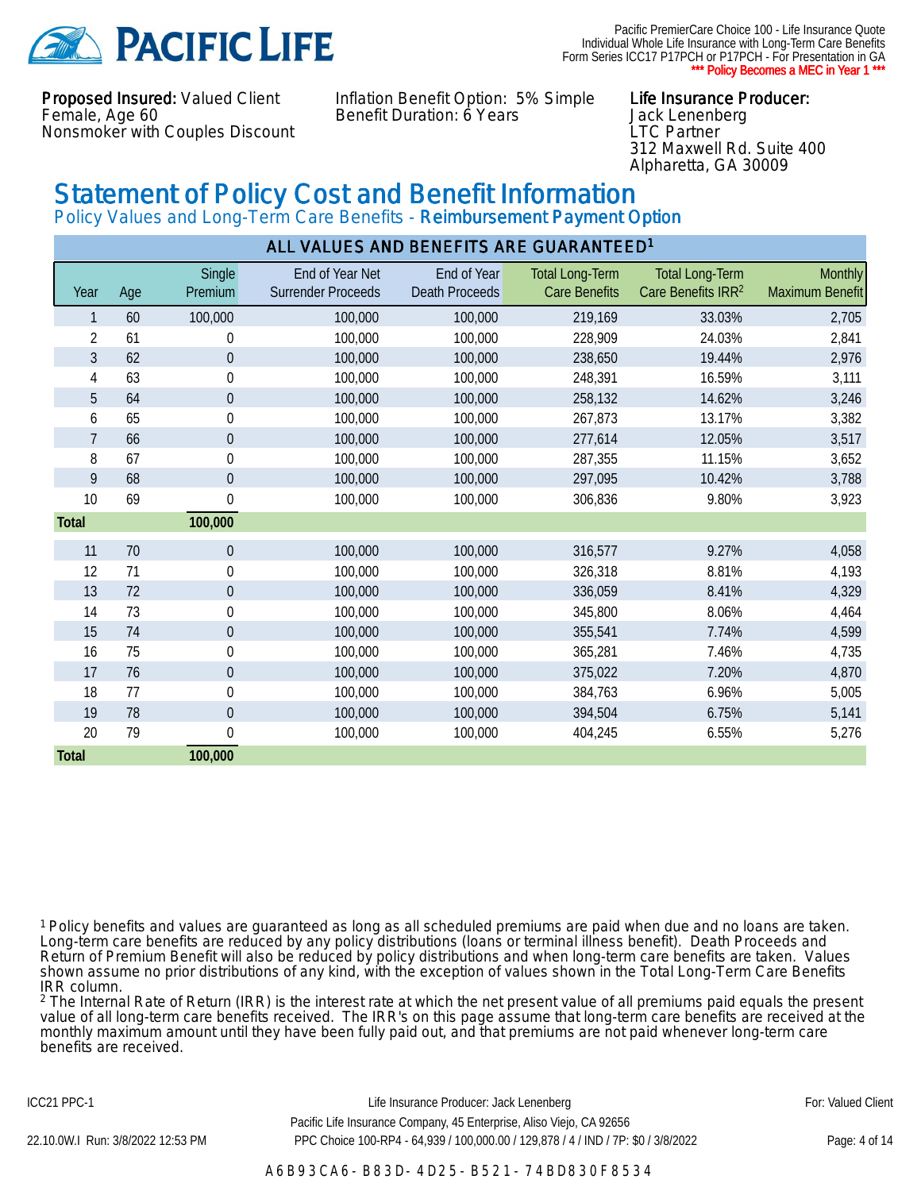Pacific PremierCare Choice 100 - Life Insurance Quote
Individual Whole Life Insurance with Long-Term Care Benefits
Form Series ICC17 P17PCH or P17PCH - For Presentation in GA
**\*\*\* Policy Becomes a MEC in Year 1 \*\*\***

**Proposed Insured:** Valued Client
Female, Age 60
Nonsmoker with Couples Discount

Inflation Benefit Option: 5% Simple
Benefit Duration: 6 Years

**Life Insurance Producer:**
Jack Lenenberg
LTC Partner
312 Maxwell Rd. Suite 400
Alpharetta, GA 30009

# Statement of Policy Cost and Benefit Information

## Policy Values and Long-Term Care Benefits - Reimbursement Payment Option

**ALL VALUES AND BENEFITS ARE GUARANTEED[1]**

| Year | Age | Single Premium | End of Year Net Surrender Proceeds | End of Year Death Proceeds | Total Long-Term Care Benefits | Total Long-Term Care Benefits IRR[2] | Monthly Maximum Benefit |
|---|---|---|---|---|---|---|---|
| 1 | 60 | 100,000 | 100,000 | 100,000 | 219,169 | 33.03% | 2,705 |
| 2 | 61 | 0 | 100,000 | 100,000 | 228,909 | 24.03% | 2,841 |
| 3 | 62 | 0 | 100,000 | 100,000 | 238,650 | 19.44% | 2,976 |
| 4 | 63 | 0 | 100,000 | 100,000 | 248,391 | 16.59% | 3,111 |
| 5 | 64 | 0 | 100,000 | 100,000 | 258,132 | 14.62% | 3,246 |
| 6 | 65 | 0 | 100,000 | 100,000 | 267,873 | 13.17% | 3,382 |
| 7 | 66 | 0 | 100,000 | 100,000 | 277,614 | 12.05% | 3,517 |
| 8 | 67 | 0 | 100,000 | 100,000 | 287,355 | 11.15% | 3,652 |
| 9 | 68 | 0 | 100,000 | 100,000 | 297,095 | 10.42% | 3,788 |
| 10 | 69 | 0 | 100,000 | 100,000 | 306,836 | 9.80% | 3,923 |
| **Total** | | **100,000** | | | | | |
| 11 | 70 | 0 | 100,000 | 100,000 | 316,577 | 9.27% | 4,058 |
| 12 | 71 | 0 | 100,000 | 100,000 | 326,318 | 8.81% | 4,193 |
| 13 | 72 | 0 | 100,000 | 100,000 | 336,059 | 8.41% | 4,329 |
| 14 | 73 | 0 | 100,000 | 100,000 | 345,800 | 8.06% | 4,464 |
| 15 | 74 | 0 | 100,000 | 100,000 | 355,541 | 7.74% | 4,599 |
| 16 | 75 | 0 | 100,000 | 100,000 | 365,281 | 7.46% | 4,735 |
| 17 | 76 | 0 | 100,000 | 100,000 | 375,022 | 7.20% | 4,870 |
| 18 | 77 | 0 | 100,000 | 100,000 | 384,763 | 6.96% | 5,005 |
| 19 | 78 | 0 | 100,000 | 100,000 | 394,504 | 6.75% | 5,141 |
| 20 | 79 | 0 | 100,000 | 100,000 | 404,245 | 6.55% | 5,276 |
| **Total** | | **100,000** | | | | | |

[1] Policy benefits and values are guaranteed as long as all scheduled premiums are paid when due and no loans are taken. Long-term care benefits are reduced by any policy distributions (loans or terminal illness benefit). Death Proceeds and Return of Premium Benefit will also be reduced by policy distributions and when long-term care benefits are taken. Values shown assume no prior distributions of any kind, with the exception of values shown in the Total Long-Term Care Benefits IRR column.

[2] The Internal Rate of Return (IRR) is the interest rate at which the net present value of all premiums paid equals the present value of all long-term care benefits received. The IRR's on this page assume that long-term care benefits are received at the monthly maximum amount until they have been fully paid out, and that premiums are not paid whenever long-term care benefits are received.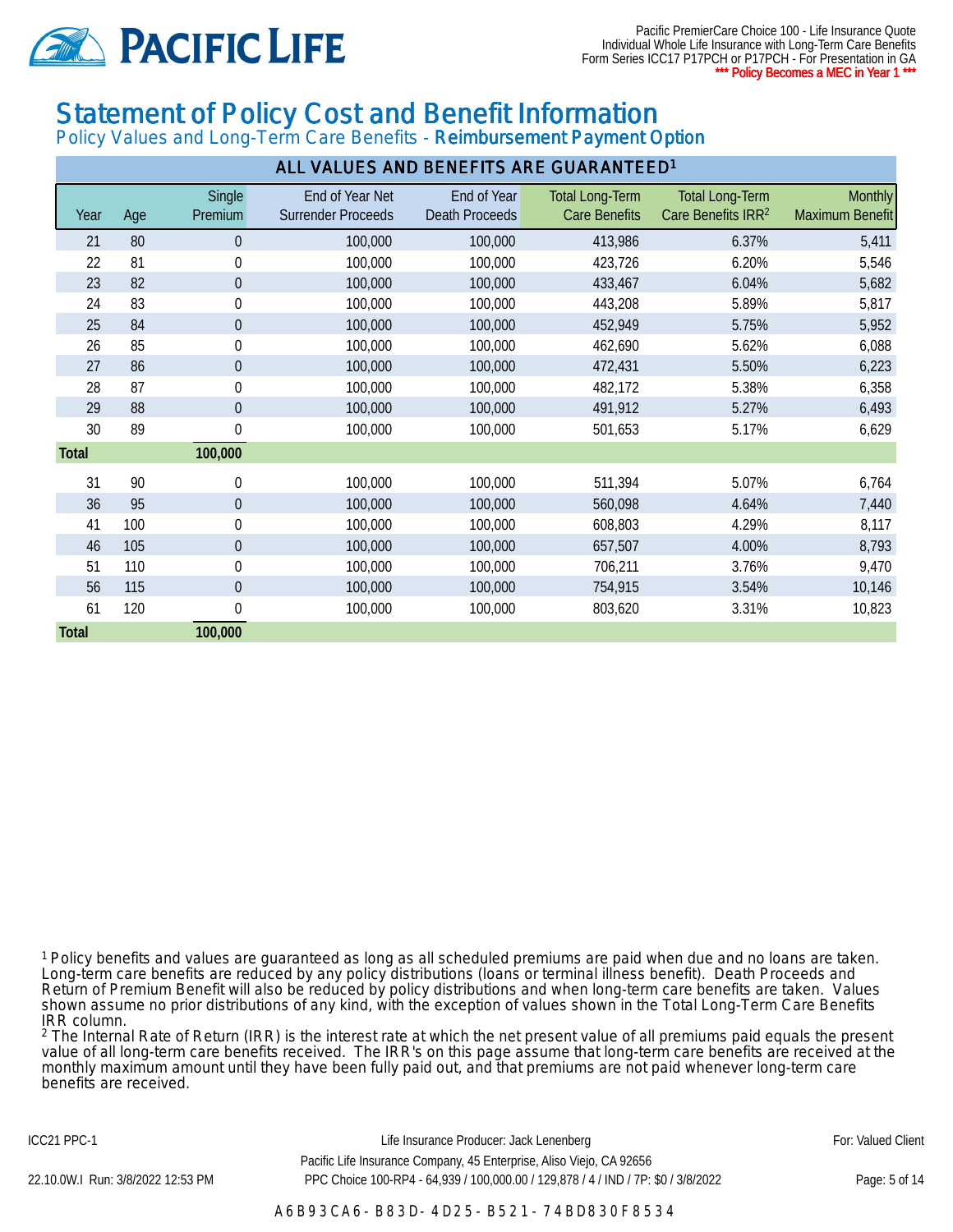# Statement of Policy Cost and Benefit Information

## Policy Values and Long-Term Care Benefits - **Reimbursement Payment Option**

**ALL VALUES AND BENEFITS ARE GUARANTEED[1]**

| Year | Age | Single Premium | End of Year Net Surrender Proceeds | End of Year Death Proceeds | Total Long-Term Care Benefits | Total Long-Term Care Benefits IRR[2] | Monthly Maximum Benefit |
|---|---|---|---|---|---|---|---|
| 21 | 80 | 0 | 100,000 | 100,000 | 413,986 | 6.37% | 5,411 |
| 22 | 81 | 0 | 100,000 | 100,000 | 423,726 | 6.20% | 5,546 |
| 23 | 82 | 0 | 100,000 | 100,000 | 433,467 | 6.04% | 5,682 |
| 24 | 83 | 0 | 100,000 | 100,000 | 443,208 | 5.89% | 5,817 |
| 25 | 84 | 0 | 100,000 | 100,000 | 452,949 | 5.75% | 5,952 |
| 26 | 85 | 0 | 100,000 | 100,000 | 462,690 | 5.62% | 6,088 |
| 27 | 86 | 0 | 100,000 | 100,000 | 472,431 | 5.50% | 6,223 |
| 28 | 87 | 0 | 100,000 | 100,000 | 482,172 | 5.38% | 6,358 |
| 29 | 88 | 0 | 100,000 | 100,000 | 491,912 | 5.27% | 6,493 |
| 30 | 89 | 0 | 100,000 | 100,000 | 501,653 | 5.17% | 6,629 |
| **Total** | | **100,000** | | | | | |
| 31 | 90 | 0 | 100,000 | 100,000 | 511,394 | 5.07% | 6,764 |
| 36 | 95 | 0 | 100,000 | 100,000 | 560,098 | 4.64% | 7,440 |
| 41 | 100 | 0 | 100,000 | 100,000 | 608,803 | 4.29% | 8,117 |
| 46 | 105 | 0 | 100,000 | 100,000 | 657,507 | 4.00% | 8,793 |
| 51 | 110 | 0 | 100,000 | 100,000 | 706,211 | 3.76% | 9,470 |
| 56 | 115 | 0 | 100,000 | 100,000 | 754,915 | 3.54% | 10,146 |
| 61 | 120 | 0 | 100,000 | 100,000 | 803,620 | 3.31% | 10,823 |
| **Total** | | **100,000** | | | | | |

[1] Policy benefits and values are guaranteed as long as all scheduled premiums are paid when due and no loans are taken. Long-term care benefits are reduced by any policy distributions (loans or terminal illness benefit). Death Proceeds and Return of Premium Benefit will also be reduced by policy distributions and when long-term care benefits are taken. Values shown assume no prior distributions of any kind, with the exception of values shown in the Total Long-Term Care Benefits IRR column.

[2] The Internal Rate of Return (IRR) is the interest rate at which the net present value of all premiums paid equals the present value of all long-term care benefits received. The IRR's on this page assume that long-term care benefits are received at the monthly maximum amount until they have been fully paid out, and that premiums are not paid whenever long-term care benefits are received.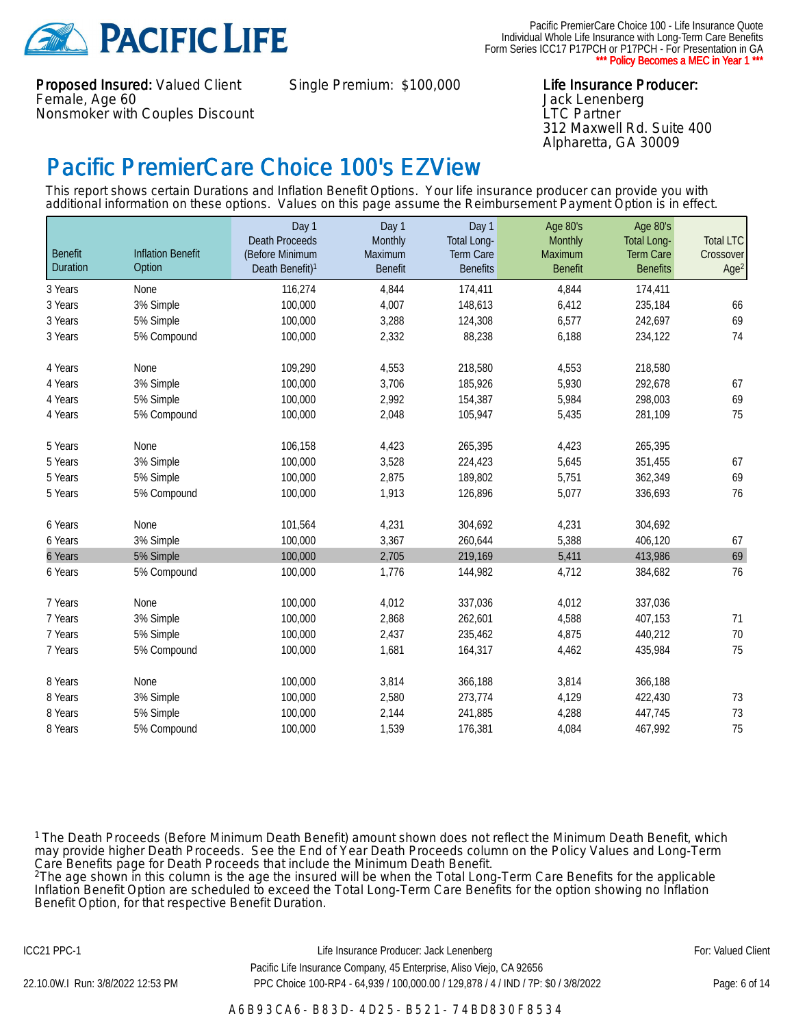Pacific PremierCare Choice 100 - Life Insurance Quote
Individual Whole Life Insurance with Long-Term Care Benefits
Form Series ICC17 P17PCH or P17PCH - For Presentation in GA
**\*\*\* Policy Becomes a MEC in Year 1 \*\*\***

**Proposed Insured:** Valued Client
Female, Age 60
Nonsmoker with Couples Discount

Single Premium: $100,000

**Life Insurance Producer:**
Jack Lenenberg
LTC Partner
312 Maxwell Rd. Suite 400
Alpharetta, GA 30009

# Pacific PremierCare Choice 100's EZView

This report shows certain Durations and Inflation Benefit Options. Your life insurance producer can provide you with additional information on these options. Values on this page assume the Reimbursement Payment Option is in effect.

| Benefit Duration | Inflation Benefit Option | Day 1 Death Proceeds (Before Minimum Death Benefit)[1] | Day 1 Monthly Maximum Benefit | Day 1 Total Long-Term Care Benefits | Age 80's Monthly Maximum Benefit | Age 80's Total Long-Term Care Benefits | Total LTC Crossover Age[2] |
|---|---|---|---|---|---|---|---|
| 3 Years | None | 116,274 | 4,844 | 174,411 | 4,844 | 174,411 | |
| 3 Years | 3% Simple | 100,000 | 4,007 | 148,613 | 6,412 | 235,184 | 66 |
| 3 Years | 5% Simple | 100,000 | 3,288 | 124,308 | 6,577 | 242,697 | 69 |
| 3 Years | 5% Compound | 100,000 | 2,332 | 88,238 | 6,188 | 234,122 | 74 |
| 4 Years | None | 109,290 | 4,553 | 218,580 | 4,553 | 218,580 | |
| 4 Years | 3% Simple | 100,000 | 3,706 | 185,926 | 5,930 | 292,678 | 67 |
| 4 Years | 5% Simple | 100,000 | 2,992 | 154,387 | 5,984 | 298,003 | 69 |
| 4 Years | 5% Compound | 100,000 | 2,048 | 105,947 | 5,435 | 281,109 | 75 |
| 5 Years | None | 106,158 | 4,423 | 265,395 | 4,423 | 265,395 | |
| 5 Years | 3% Simple | 100,000 | 3,528 | 224,423 | 5,645 | 351,455 | 67 |
| 5 Years | 5% Simple | 100,000 | 2,875 | 189,802 | 5,751 | 362,349 | 69 |
| 5 Years | 5% Compound | 100,000 | 1,913 | 126,896 | 5,077 | 336,693 | 76 |
| 6 Years | None | 101,564 | 4,231 | 304,692 | 4,231 | 304,692 | |
| 6 Years | 3% Simple | 100,000 | 3,367 | 260,644 | 5,388 | 406,120 | 67 |
| 6 Years | 5% Simple | 100,000 | 2,705 | 219,169 | 5,411 | 413,986 | 69 |
| 6 Years | 5% Compound | 100,000 | 1,776 | 144,982 | 4,712 | 384,682 | 76 |
| 7 Years | None | 100,000 | 4,012 | 337,036 | 4,012 | 337,036 | |
| 7 Years | 3% Simple | 100,000 | 2,868 | 262,601 | 4,588 | 407,153 | 71 |
| 7 Years | 5% Simple | 100,000 | 2,437 | 235,462 | 4,875 | 440,212 | 70 |
| 7 Years | 5% Compound | 100,000 | 1,681 | 164,317 | 4,462 | 435,984 | 75 |
| 8 Years | None | 100,000 | 3,814 | 366,188 | 3,814 | 366,188 | |
| 8 Years | 3% Simple | 100,000 | 2,580 | 273,774 | 4,129 | 422,430 | 73 |
| 8 Years | 5% Simple | 100,000 | 2,144 | 241,885 | 4,288 | 447,745 | 73 |
| 8 Years | 5% Compound | 100,000 | 1,539 | 176,381 | 4,084 | 467,992 | 75 |

[1] The Death Proceeds (Before Minimum Death Benefit) amount shown does not reflect the Minimum Death Benefit, which may provide higher Death Proceeds. See the End of Year Death Proceeds column on the Policy Values and Long-Term Care Benefits page for Death Proceeds that include the Minimum Death Benefit.
[2] The age shown in this column is the age the insured will be when the Total Long-Term Care Benefits for the applicable Inflation Benefit Option are scheduled to exceed the Total Long-Term Care Benefits for the option showing no Inflation Benefit Option, for that respective Benefit Duration.

ICC21 PPC-1 | Life Insurance Producer: Jack Lenenberg | For: Valued Client

Pacific Life Insurance Company, 45 Enterprise, Aliso Viejo, CA 92656

22.10.0W.I Run: 3/8/2022 12:53 PM | PPC Choice 100-RP4 - 64,939 / 100,000.00 / 129,878 / 4 / IND / 7P: $0 / 3/8/2022

A6B93CA6-B83D-4D25-B521-74BD830F8534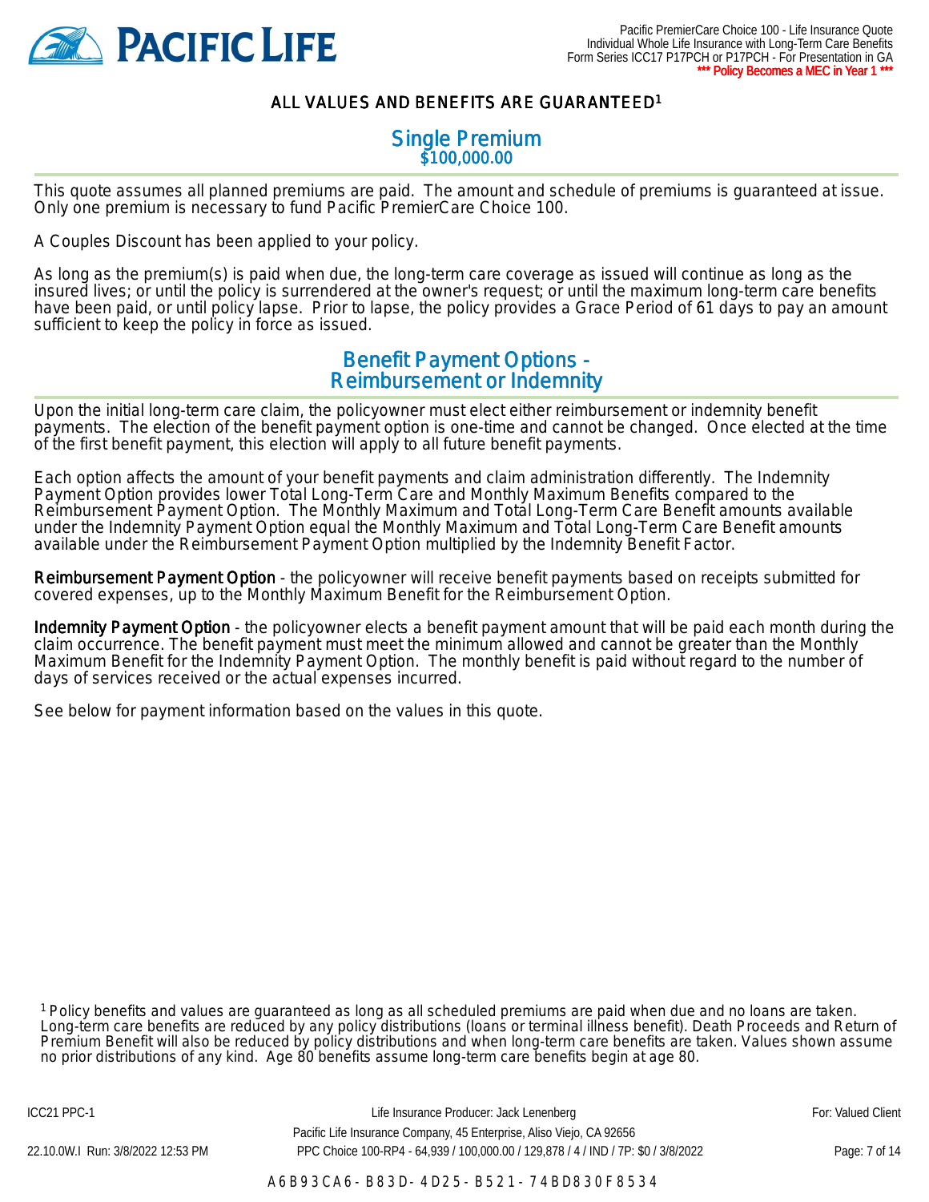## ALL VALUES AND BENEFITS ARE GUARANTEED[1]

## Single Premium
**$100,000.00**

This quote assumes all planned premiums are paid. The amount and schedule of premiums is guaranteed at issue. Only one premium is necessary to fund Pacific PremierCare Choice 100.

A Couples Discount has been applied to your policy.

As long as the premium(s) is paid when due, the long-term care coverage as issued will continue as long as the insured lives; or until the policy is surrendered at the owner's request; or until the maximum long-term care benefits have been paid, or until policy lapse. Prior to lapse, the policy provides a Grace Period of 61 days to pay an amount sufficient to keep the policy in force as issued.

## Benefit Payment Options - Reimbursement or Indemnity

Upon the initial long-term care claim, the policyowner must elect either reimbursement or indemnity benefit payments. The election of the benefit payment option is one-time and cannot be changed. Once elected at the time of the first benefit payment, this election will apply to all future benefit payments.

Each option affects the amount of your benefit payments and claim administration differently. The Indemnity Payment Option provides lower Total Long-Term Care and Monthly Maximum Benefits compared to the Reimbursement Payment Option. The Monthly Maximum and Total Long-Term Care Benefit amounts available under the Indemnity Payment Option equal the Monthly Maximum and Total Long-Term Care Benefit amounts available under the Reimbursement Payment Option multiplied by the Indemnity Benefit Factor.

**Reimbursement Payment Option** - the policyowner will receive benefit payments based on receipts submitted for covered expenses, up to the Monthly Maximum Benefit for the Reimbursement Option.

**Indemnity Payment Option** - the policyowner elects a benefit payment amount that will be paid each month during the claim occurrence. The benefit payment must meet the minimum allowed and cannot be greater than the Monthly Maximum Benefit for the Indemnity Payment Option. The monthly benefit is paid without regard to the number of days of services received or the actual expenses incurred.

See below for payment information based on the values in this quote.

[1] Policy benefits and values are guaranteed as long as all scheduled premiums are paid when due and no loans are taken. Long-term care benefits are reduced by any policy distributions (loans or terminal illness benefit). Death Proceeds and Return of Premium Benefit will also be reduced by policy distributions and when long-term care benefits are taken. Values shown assume no prior distributions of any kind. Age 80 benefits assume long-term care benefits begin at age 80.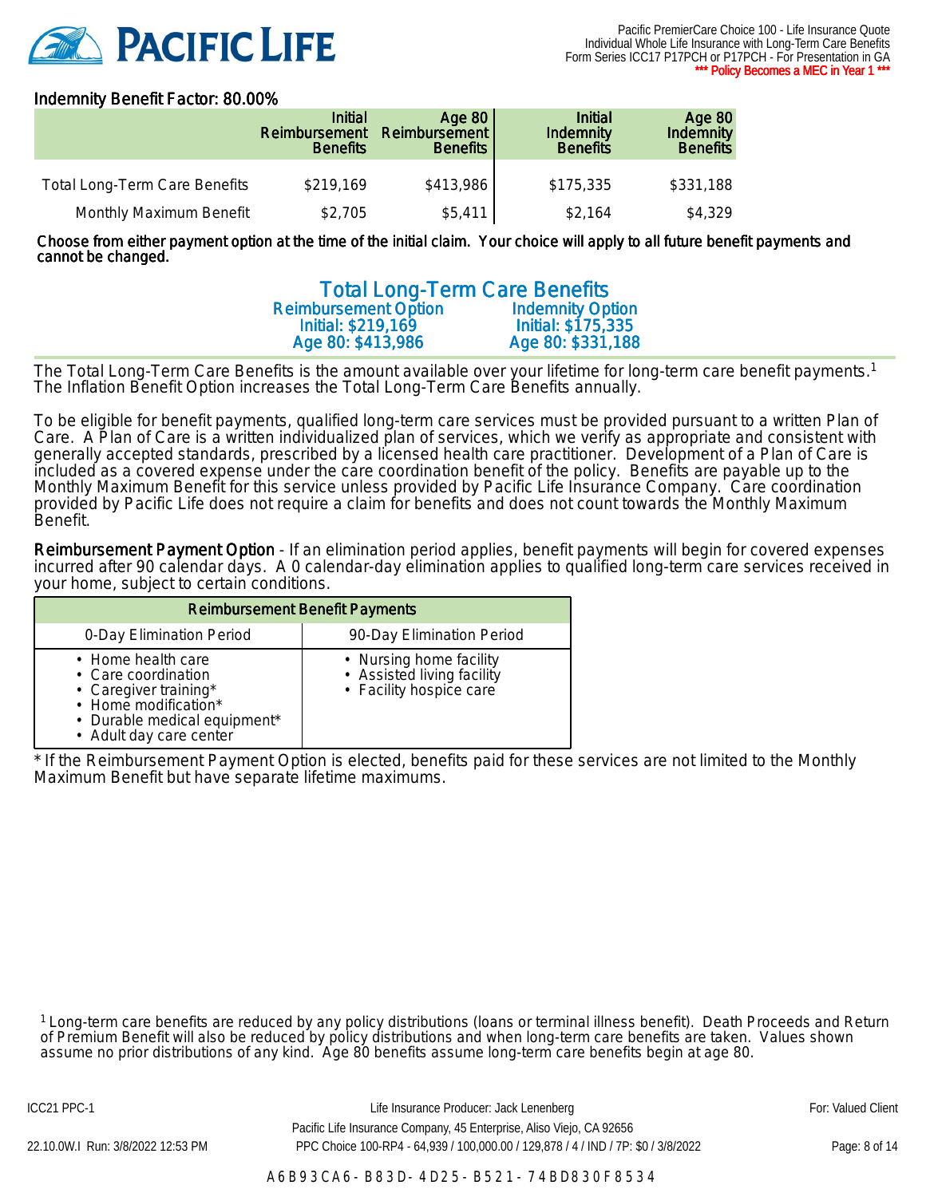## Indemnity Benefit Factor: 80.00%

| | Initial Reimbursement Benefits | Age 80 Reimbursement Benefits | Initial Indemnity Benefits | Age 80 Indemnity Benefits |
|---|---|---|---|---|
| Total Long-Term Care Benefits | $219,169 | $413,986 | $175,335 | $331,188 |
| Monthly Maximum Benefit | $2,705 | $5,411 | $2,164 | $4,329 |

**Choose from either payment option at the time of the initial claim. Your choice will apply to all future benefit payments and cannot be changed.**

## Total Long-Term Care Benefits

| Reimbursement Option | Indemnity Option |
|---|---|
| Initial: $219,169 | Initial: $175,335 |
| Age 80: $413,986 | Age 80: $331,188 |

The Total Long-Term Care Benefits is the amount available over your lifetime for long-term care benefit payments.[1] The Inflation Benefit Option increases the Total Long-Term Care Benefits annually.

To be eligible for benefit payments, qualified long-term care services must be provided pursuant to a written Plan of Care. A Plan of Care is a written individualized plan of services, which we verify as appropriate and consistent with generally accepted standards, prescribed by a licensed health care practitioner. Development of a Plan of Care is included as a covered expense under the care coordination benefit of the policy. Benefits are payable up to the Monthly Maximum Benefit for this service unless provided by Pacific Life Insurance Company. Care coordination provided by Pacific Life does not require a claim for benefits and does not count towards the Monthly Maximum Benefit.

**Reimbursement Payment Option** - If an elimination period applies, benefit payments will begin for covered expenses incurred after 90 calendar days. A 0 calendar-day elimination applies to qualified long-term care services received in your home, subject to certain conditions.

| Reimbursement Benefit Payments | |
|---|---|
| 0-Day Elimination Period | 90-Day Elimination Period |
| • Home health care<br>• Care coordination<br>• Caregiver training*<br>• Home modification*<br>• Durable medical equipment*<br>• Adult day care center | • Nursing home facility<br>• Assisted living facility<br>• Facility hospice care |

* If the Reimbursement Payment Option is elected, benefits paid for these services are not limited to the Monthly Maximum Benefit but have separate lifetime maximums.

[1] Long-term care benefits are reduced by any policy distributions (loans or terminal illness benefit). Death Proceeds and Return of Premium Benefit will also be reduced by policy distributions and when long-term care benefits are taken. Values shown assume no prior distributions of any kind. Age 80 benefits assume long-term care benefits begin at age 80.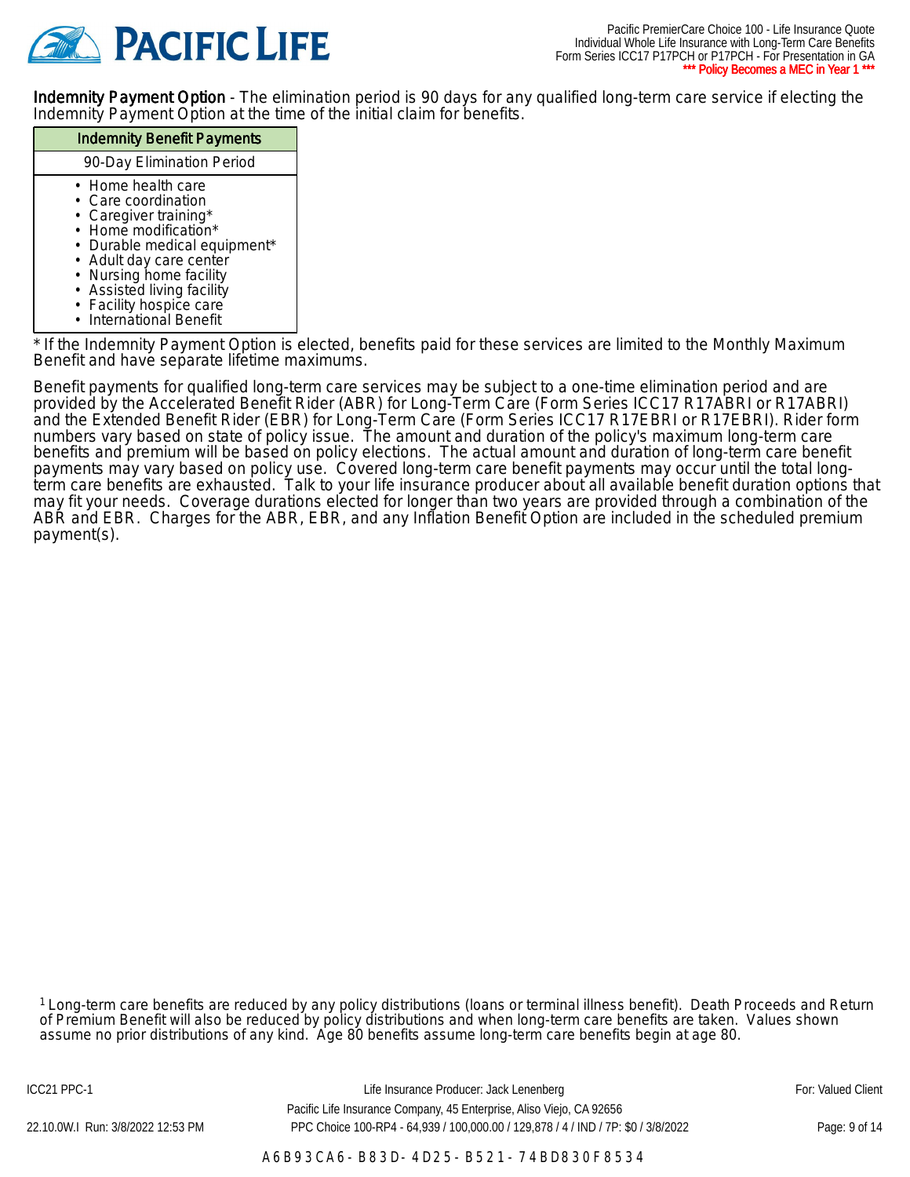**Indemnity Payment Option** - The elimination period is 90 days for any qualified long-term care service if electing the Indemnity Payment Option at the time of the initial claim for benefits.

| Indemnity Benefit Payments |
| --- |
| 90-Day Elimination Period |
| • Home health care<br>• Care coordination<br>• Caregiver training*<br>• Home modification*<br>• Durable medical equipment*<br>• Adult day care center<br>• Nursing home facility<br>• Assisted living facility<br>• Facility hospice care<br>• International Benefit |

* If the Indemnity Payment Option is elected, benefits paid for these services are limited to the Monthly Maximum Benefit and have separate lifetime maximums.

Benefit payments for qualified long-term care services may be subject to a one-time elimination period and are provided by the Accelerated Benefit Rider (ABR) for Long-Term Care (Form Series ICC17 R17ABRI or R17ABRI) and the Extended Benefit Rider (EBR) for Long-Term Care (Form Series ICC17 R17EBRI or R17EBRI). Rider form numbers vary based on state of policy issue. The amount and duration of the policy's maximum long-term care benefits and premium will be based on policy elections. The actual amount and duration of long-term care benefit payments may vary based on policy use. Covered long-term care benefit payments may occur until the total long-term care benefits are exhausted. Talk to your life insurance producer about all available benefit duration options that may fit your needs. Coverage durations elected for longer than two years are provided through a combination of the ABR and EBR. Charges for the ABR, EBR, and any Inflation Benefit Option are included in the scheduled premium payment(s).

[1] Long-term care benefits are reduced by any policy distributions (loans or terminal illness benefit). Death Proceeds and Return of Premium Benefit will also be reduced by policy distributions and when long-term care benefits are taken. Values shown assume no prior distributions of any kind. Age 80 benefits assume long-term care benefits begin at age 80.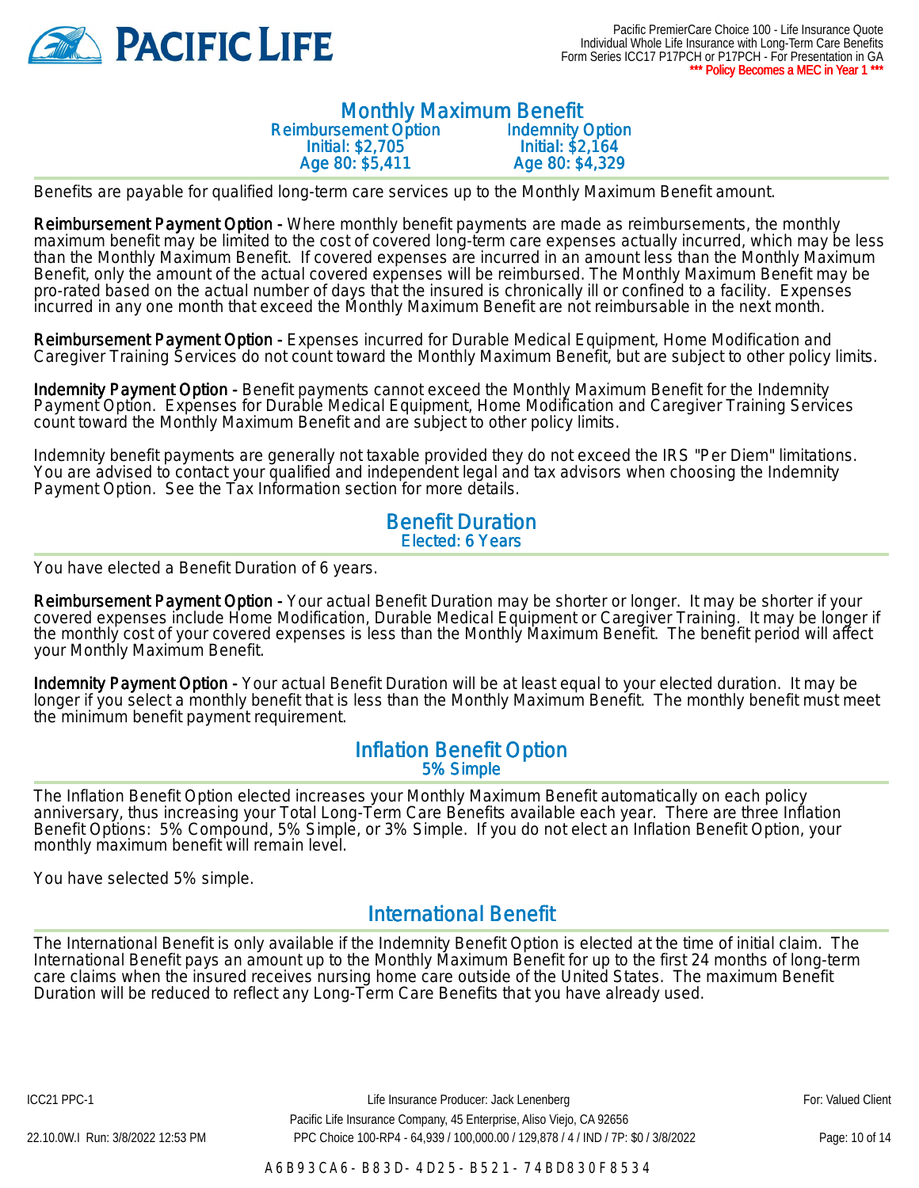## Monthly Maximum Benefit

| Reimbursement Option | Indemnity Option |
|---|---|
| Initial: $2,705 | Initial: $2,164 |
| Age 80: $5,411 | Age 80: $4,329 |

Benefits are payable for qualified long-term care services up to the Monthly Maximum Benefit amount.

**Reimbursement Payment Option -** Where monthly benefit payments are made as reimbursements, the monthly maximum benefit may be limited to the cost of covered long-term care expenses actually incurred, which may be less than the Monthly Maximum Benefit. If covered expenses are incurred in an amount less than the Monthly Maximum Benefit, only the amount of the actual covered expenses will be reimbursed. The Monthly Maximum Benefit may be pro-rated based on the actual number of days that the insured is chronically ill or confined to a facility. Expenses incurred in any one month that exceed the Monthly Maximum Benefit are not reimbursable in the next month.

**Reimbursement Payment Option -** Expenses incurred for Durable Medical Equipment, Home Modification and Caregiver Training Services do not count toward the Monthly Maximum Benefit, but are subject to other policy limits.

**Indemnity Payment Option -** Benefit payments cannot exceed the Monthly Maximum Benefit for the Indemnity Payment Option. Expenses for Durable Medical Equipment, Home Modification and Caregiver Training Services count toward the Monthly Maximum Benefit and are subject to other policy limits.

Indemnity benefit payments are generally not taxable provided they do not exceed the IRS "Per Diem" limitations. You are advised to contact your qualified and independent legal and tax advisors when choosing the Indemnity Payment Option. See the Tax Information section for more details.

## Benefit Duration

Elected: 6 Years

You have elected a Benefit Duration of 6 years.

**Reimbursement Payment Option -** Your actual Benefit Duration may be shorter or longer. It may be shorter if your covered expenses include Home Modification, Durable Medical Equipment or Caregiver Training. It may be longer if the monthly cost of your covered expenses is less than the Monthly Maximum Benefit. The benefit period will affect your Monthly Maximum Benefit.

**Indemnity Payment Option -** Your actual Benefit Duration will be at least equal to your elected duration. It may be longer if you select a monthly benefit that is less than the Monthly Maximum Benefit. The monthly benefit must meet the minimum benefit payment requirement.

## Inflation Benefit Option

5% Simple

The Inflation Benefit Option elected increases your Monthly Maximum Benefit automatically on each policy anniversary, thus increasing your Total Long-Term Care Benefits available each year. There are three Inflation Benefit Options: 5% Compound, 5% Simple, or 3% Simple. If you do not elect an Inflation Benefit Option, your monthly maximum benefit will remain level.

You have selected 5% simple.

## International Benefit

The International Benefit is only available if the Indemnity Benefit Option is elected at the time of initial claim. The International Benefit pays an amount up to the Monthly Maximum Benefit for up to the first 24 months of long-term care claims when the insured receives nursing home care outside of the United States. The maximum Benefit Duration will be reduced to reflect any Long-Term Care Benefits that you have already used.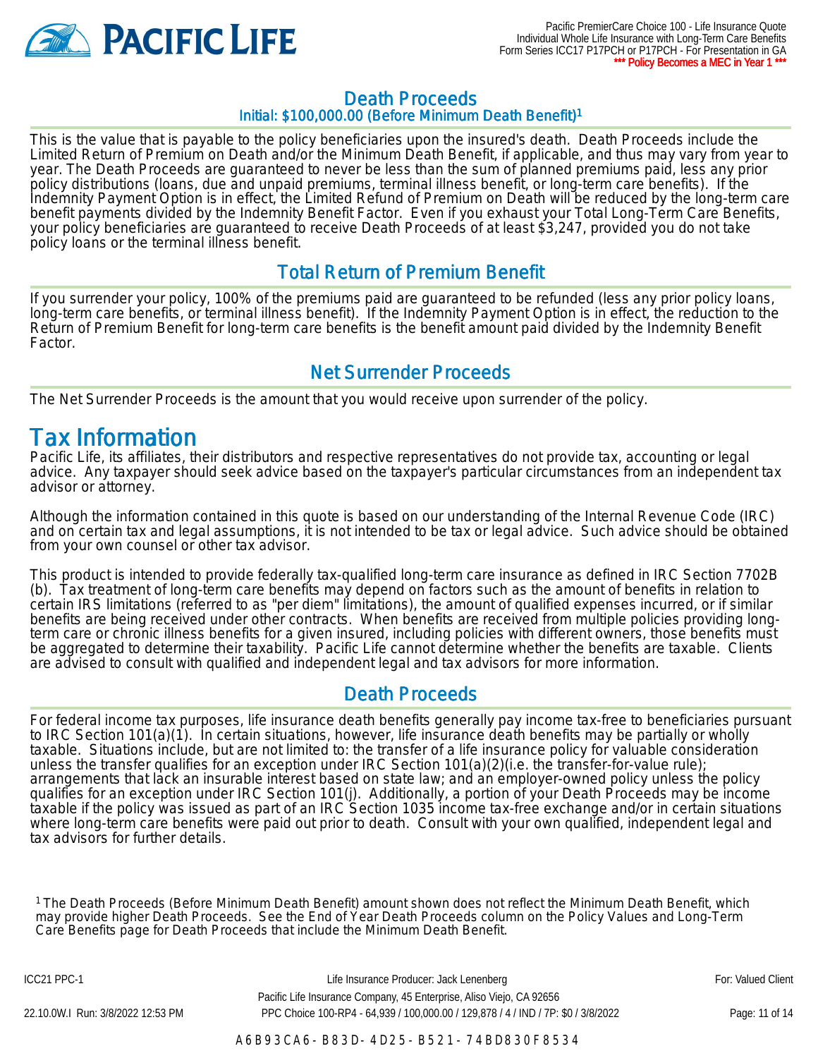## Death Proceeds

### Initial: $100,000.00 (Before Minimum Death Benefit)[1]

This is the value that is payable to the policy beneficiaries upon the insured's death. Death Proceeds include the Limited Return of Premium on Death and/or the Minimum Death Benefit, if applicable, and thus may vary from year to year. The Death Proceeds are guaranteed to never be less than the sum of planned premiums paid, less any prior policy distributions (loans, due and unpaid premiums, terminal illness benefit, or long-term care benefits). If the Indemnity Payment Option is in effect, the Limited Refund of Premium on Death will be reduced by the long-term care benefit payments divided by the Indemnity Benefit Factor. Even if you exhaust your Total Long-Term Care Benefits, your policy beneficiaries are guaranteed to receive Death Proceeds of at least $3,247, provided you do not take policy loans or the terminal illness benefit.

## Total Return of Premium Benefit

If you surrender your policy, 100% of the premiums paid are guaranteed to be refunded (less any prior policy loans, long-term care benefits, or terminal illness benefit). If the Indemnity Payment Option is in effect, the reduction to the Return of Premium Benefit for long-term care benefits is the benefit amount paid divided by the Indemnity Benefit Factor.

## Net Surrender Proceeds

The Net Surrender Proceeds is the amount that you would receive upon surrender of the policy.

# Tax Information

Pacific Life, its affiliates, their distributors and respective representatives do not provide tax, accounting or legal advice. Any taxpayer should seek advice based on the taxpayer's particular circumstances from an independent tax advisor or attorney.

Although the information contained in this quote is based on our understanding of the Internal Revenue Code (IRC) and on certain tax and legal assumptions, it is not intended to be tax or legal advice. Such advice should be obtained from your own counsel or other tax advisor.

This product is intended to provide federally tax-qualified long-term care insurance as defined in IRC Section 7702B (b). Tax treatment of long-term care benefits may depend on factors such as the amount of benefits in relation to certain IRS limitations (referred to as "per diem" limitations), the amount of qualified expenses incurred, or if similar benefits are being received under other contracts. When benefits are received from multiple policies providing long-term care or chronic illness benefits for a given insured, including policies with different owners, those benefits must be aggregated to determine their taxability. Pacific Life cannot determine whether the benefits are taxable. Clients are advised to consult with qualified and independent legal and tax advisors for more information.

## Death Proceeds

For federal income tax purposes, life insurance death benefits generally pay income tax-free to beneficiaries pursuant to IRC Section 101(a)(1). In certain situations, however, life insurance death benefits may be partially or wholly taxable. Situations include, but are not limited to: the transfer of a life insurance policy for valuable consideration unless the transfer qualifies for an exception under IRC Section 101(a)(2)(i.e. the transfer-for-value rule); arrangements that lack an insurable interest based on state law; and an employer-owned policy unless the policy qualifies for an exception under IRC Section 101(j). Additionally, a portion of your Death Proceeds may be income taxable if the policy was issued as part of an IRC Section 1035 income tax-free exchange and/or in certain situations where long-term care benefits were paid out prior to death. Consult with your own qualified, independent legal and tax advisors for further details.

[1] The Death Proceeds (Before Minimum Death Benefit) amount shown does not reflect the Minimum Death Benefit, which may provide higher Death Proceeds. See the End of Year Death Proceeds column on the Policy Values and Long-Term Care Benefits page for Death Proceeds that include the Minimum Death Benefit.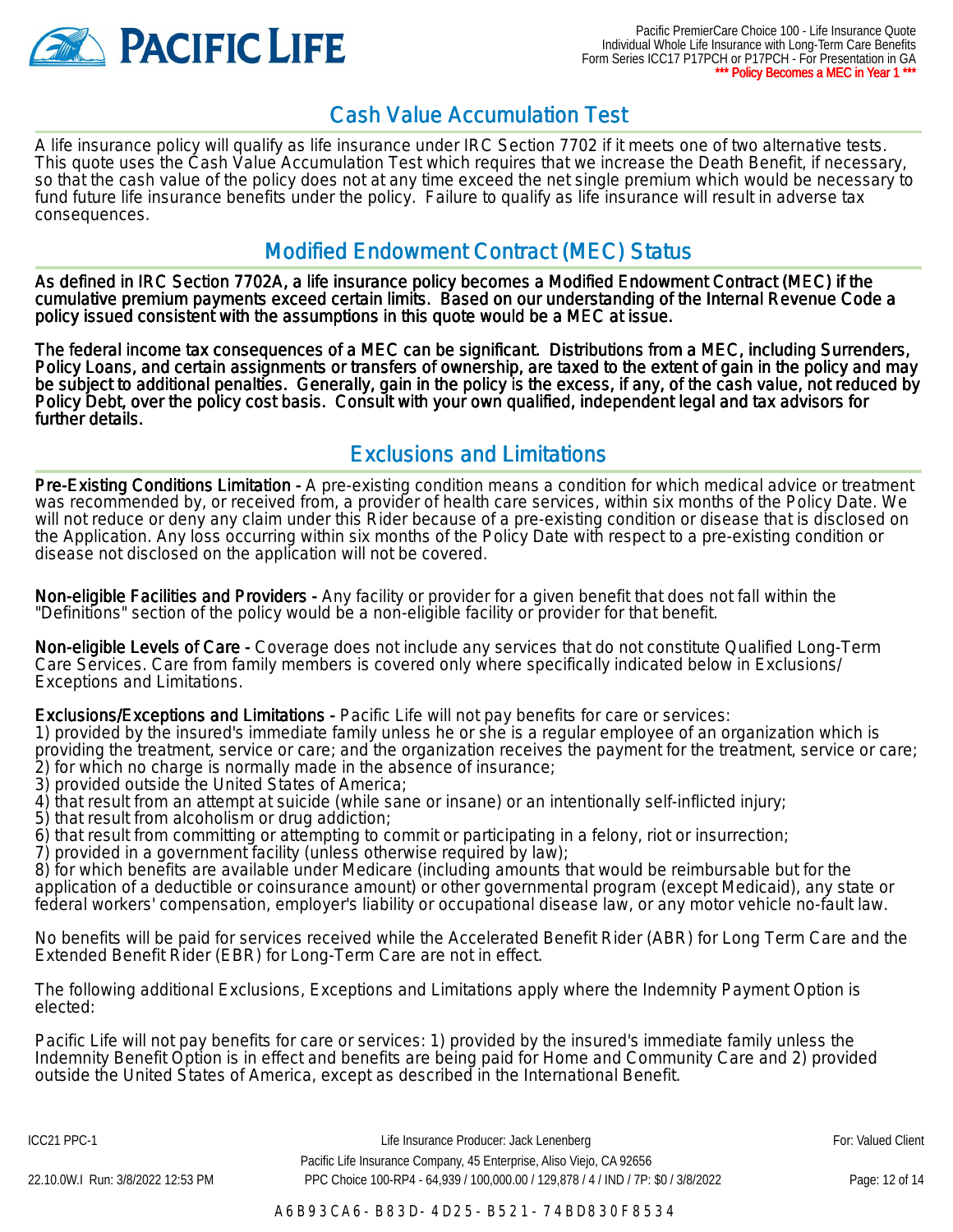## Cash Value Accumulation Test

A life insurance policy will qualify as life insurance under IRC Section 7702 if it meets one of two alternative tests. This quote uses the Cash Value Accumulation Test which requires that we increase the Death Benefit, if necessary, so that the cash value of the policy does not at any time exceed the net single premium which would be necessary to fund future life insurance benefits under the policy. Failure to qualify as life insurance will result in adverse tax consequences.

## Modified Endowment Contract (MEC) Status

As defined in IRC Section 7702A, a life insurance policy becomes a Modified Endowment Contract (MEC) if the cumulative premium payments exceed certain limits. Based on our understanding of the Internal Revenue Code a policy issued consistent with the assumptions in this quote would be a MEC at issue.

The federal income tax consequences of a MEC can be significant. Distributions from a MEC, including Surrenders, Policy Loans, and certain assignments or transfers of ownership, are taxed to the extent of gain in the policy and may be subject to additional penalties. Generally, gain in the policy is the excess, if any, of the cash value, not reduced by Policy Debt, over the policy cost basis. Consult with your own qualified, independent legal and tax advisors for further details.

## Exclusions and Limitations

Pre-Existing Conditions Limitation - A pre-existing condition means a condition for which medical advice or treatment was recommended by, or received from, a provider of health care services, within six months of the Policy Date. We will not reduce or deny any claim under this Rider because of a pre-existing condition or disease that is disclosed on the Application. Any loss occurring within six months of the Policy Date with respect to a pre-existing condition or disease not disclosed on the application will not be covered.

Non-eligible Facilities and Providers - Any facility or provider for a given benefit that does not fall within the "Definitions" section of the policy would be a non-eligible facility or provider for that benefit.

Non-eligible Levels of Care - Coverage does not include any services that do not constitute Qualified Long-Term Care Services. Care from family members is covered only where specifically indicated below in Exclusions/ Exceptions and Limitations.

Exclusions/Exceptions and Limitations - Pacific Life will not pay benefits for care or services:
1) provided by the insured's immediate family unless he or she is a regular employee of an organization which is providing the treatment, service or care; and the organization receives the payment for the treatment, service or care;
2) for which no charge is normally made in the absence of insurance;
3) provided outside the United States of America;
4) that result from an attempt at suicide (while sane or insane) or an intentionally self-inflicted injury;
5) that result from alcoholism or drug addiction;
6) that result from committing or attempting to commit or participating in a felony, riot or insurrection;
7) provided in a government facility (unless otherwise required by law);
8) for which benefits are available under Medicare (including amounts that would be reimbursable but for the application of a deductible or coinsurance amount) or other governmental program (except Medicaid), any state or federal workers' compensation, employer's liability or occupational disease law, or any motor vehicle no-fault law.

No benefits will be paid for services received while the Accelerated Benefit Rider (ABR) for Long Term Care and the Extended Benefit Rider (EBR) for Long-Term Care are not in effect.

The following additional Exclusions, Exceptions and Limitations apply where the Indemnity Payment Option is elected:

Pacific Life will not pay benefits for care or services: 1) provided by the insured's immediate family unless the Indemnity Benefit Option is in effect and benefits are being paid for Home and Community Care and 2) provided outside the United States of America, except as described in the International Benefit.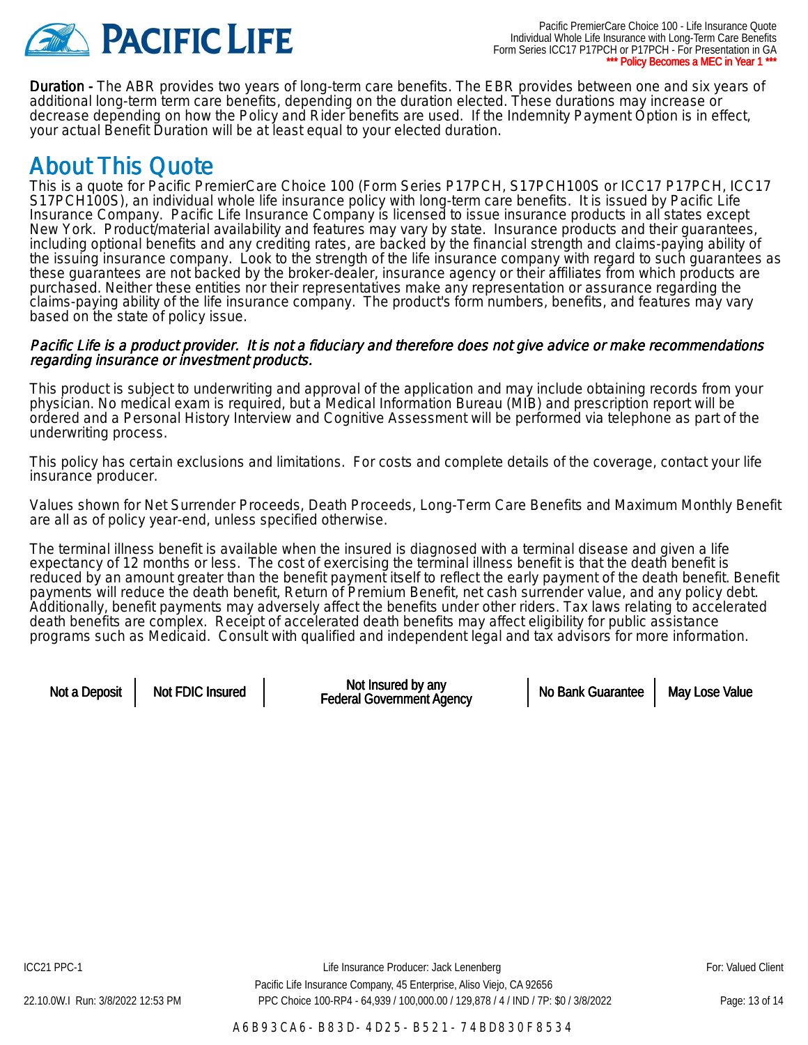**Duration -** The ABR provides two years of long-term care benefits. The EBR provides between one and six years of additional long-term term care benefits, depending on the duration elected. These durations may increase or decrease depending on how the Policy and Rider benefits are used. If the Indemnity Payment Option is in effect, your actual Benefit Duration will be at least equal to your elected duration.

## About This Quote

This is a quote for Pacific PremierCare Choice 100 (Form Series P17PCH, S17PCH100S or ICC17 P17PCH, ICC17 S17PCH100S), an individual whole life insurance policy with long-term care benefits. It is issued by Pacific Life Insurance Company. Pacific Life Insurance Company is licensed to issue insurance products in all states except New York. Product/material availability and features may vary by state. Insurance products and their guarantees, including optional benefits and any crediting rates, are backed by the financial strength and claims-paying ability of the issuing insurance company. Look to the strength of the life insurance company with regard to such guarantees as these guarantees are not backed by the broker-dealer, insurance agency or their affiliates from which products are purchased. Neither these entities nor their representatives make any representation or assurance regarding the claims-paying ability of the life insurance company. The product's form numbers, benefits, and features may vary based on the state of policy issue.

*Pacific Life is a product provider. It is not a fiduciary and therefore does not give advice or make recommendations regarding insurance or investment products.*

This product is subject to underwriting and approval of the application and may include obtaining records from your physician. No medical exam is required, but a Medical Information Bureau (MIB) and prescription report will be ordered and a Personal History Interview and Cognitive Assessment will be performed via telephone as part of the underwriting process.

This policy has certain exclusions and limitations. For costs and complete details of the coverage, contact your life insurance producer.

Values shown for Net Surrender Proceeds, Death Proceeds, Long-Term Care Benefits and Maximum Monthly Benefit are all as of policy year-end, unless specified otherwise.

The terminal illness benefit is available when the insured is diagnosed with a terminal disease and given a life expectancy of 12 months or less. The cost of exercising the terminal illness benefit is that the death benefit is reduced by an amount greater than the benefit payment itself to reflect the early payment of the death benefit. Benefit payments will reduce the death benefit, Return of Premium Benefit, net cash surrender value, and any policy debt. Additionally, benefit payments may adversely affect the benefits under other riders. Tax laws relating to accelerated death benefits are complex. Receipt of accelerated death benefits may affect eligibility for public assistance programs such as Medicaid. Consult with qualified and independent legal and tax advisors for more information.

**Not a Deposit | Not FDIC Insured | Not Insured by any Federal Government Agency | No Bank Guarantee | May Lose Value**